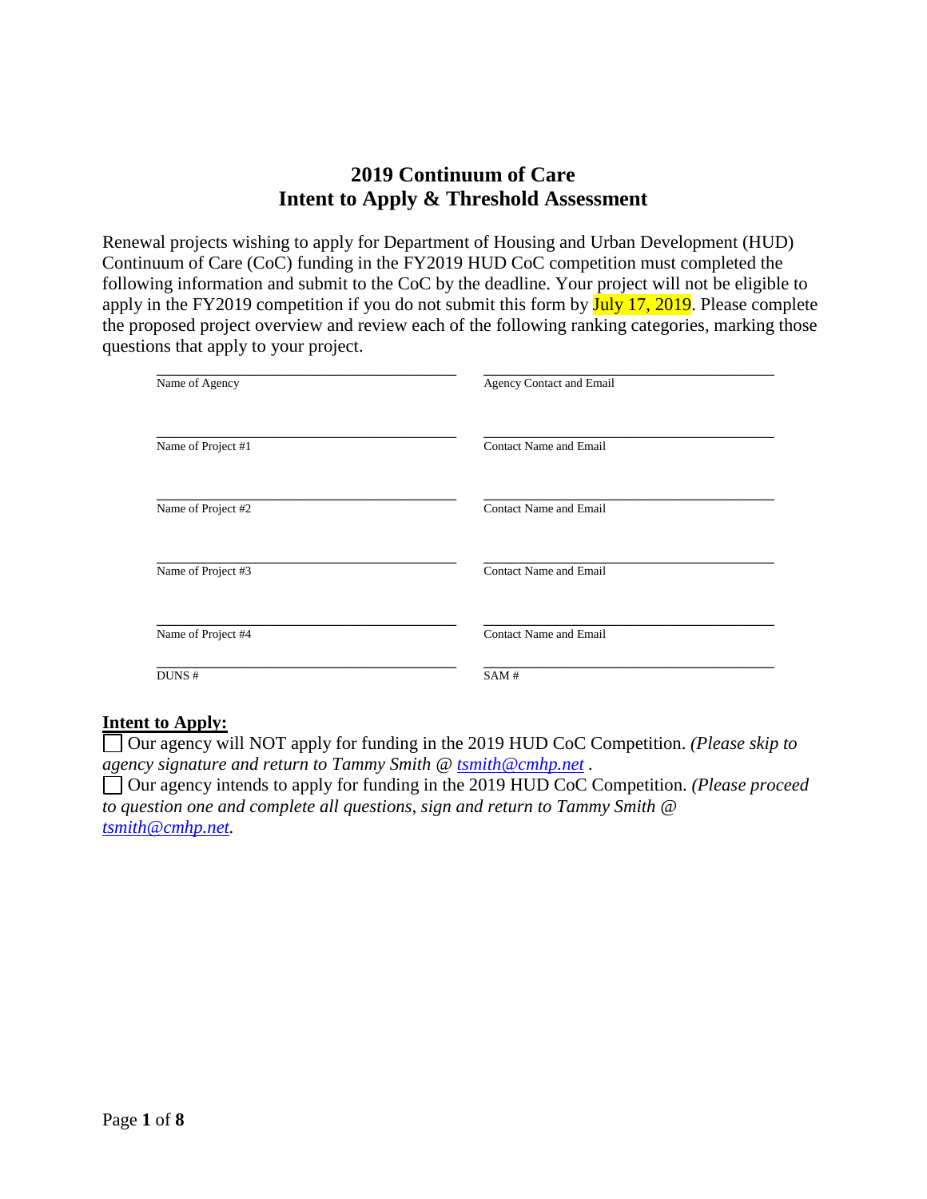# 2019 Continuum of Care
# Intent to Apply & Threshold Assessment

Renewal projects wishing to apply for Department of Housing and Urban Development (HUD) Continuum of Care (CoC) funding in the FY2019 HUD CoC competition must completed the following information and submit to the CoC by the deadline. Your project will not be eligible to apply in the FY2019 competition if you do not submit this form by July 17, 2019. Please complete the proposed project overview and review each of the following ranking categories, marking those questions that apply to your project.

| | |
|---|---|
| \_\_\_\_\_\_\_\_\_\_\_\_\_\_\_\_\_\_\_\_\_\_\_\_\_\_\_\_\_\_ Name of Agency | \_\_\_\_\_\_\_\_\_\_\_\_\_\_\_\_\_\_\_\_\_\_\_\_\_\_\_\_\_\_ Agency Contact and Email |
| \_\_\_\_\_\_\_\_\_\_\_\_\_\_\_\_\_\_\_\_\_\_\_\_\_\_\_\_\_\_ Name of Project #1 | \_\_\_\_\_\_\_\_\_\_\_\_\_\_\_\_\_\_\_\_\_\_\_\_\_\_\_\_\_\_ Contact Name and Email |
| \_\_\_\_\_\_\_\_\_\_\_\_\_\_\_\_\_\_\_\_\_\_\_\_\_\_\_\_\_\_ Name of Project #2 | \_\_\_\_\_\_\_\_\_\_\_\_\_\_\_\_\_\_\_\_\_\_\_\_\_\_\_\_\_\_ Contact Name and Email |
| \_\_\_\_\_\_\_\_\_\_\_\_\_\_\_\_\_\_\_\_\_\_\_\_\_\_\_\_\_\_ Name of Project #3 | \_\_\_\_\_\_\_\_\_\_\_\_\_\_\_\_\_\_\_\_\_\_\_\_\_\_\_\_\_\_ Contact Name and Email |
| \_\_\_\_\_\_\_\_\_\_\_\_\_\_\_\_\_\_\_\_\_\_\_\_\_\_\_\_\_\_ Name of Project #4 | \_\_\_\_\_\_\_\_\_\_\_\_\_\_\_\_\_\_\_\_\_\_\_\_\_\_\_\_\_\_ Contact Name and Email |
| \_\_\_\_\_\_\_\_\_\_\_\_\_\_\_\_\_\_\_\_\_\_\_\_\_\_\_\_\_\_ DUNS # | \_\_\_\_\_\_\_\_\_\_\_\_\_\_\_\_\_\_\_\_\_\_\_\_\_\_\_\_\_\_ SAM # |

**Intent to Apply:**

☐ Our agency will NOT apply for funding in the 2019 HUD CoC Competition. *(Please skip to agency signature and return to Tammy Smith @ tsmith@cmhp.net .*

☐ Our agency intends to apply for funding in the 2019 HUD CoC Competition. *(Please proceed to question one and complete all questions, sign and return to Tammy Smith @ tsmith@cmhp.net.*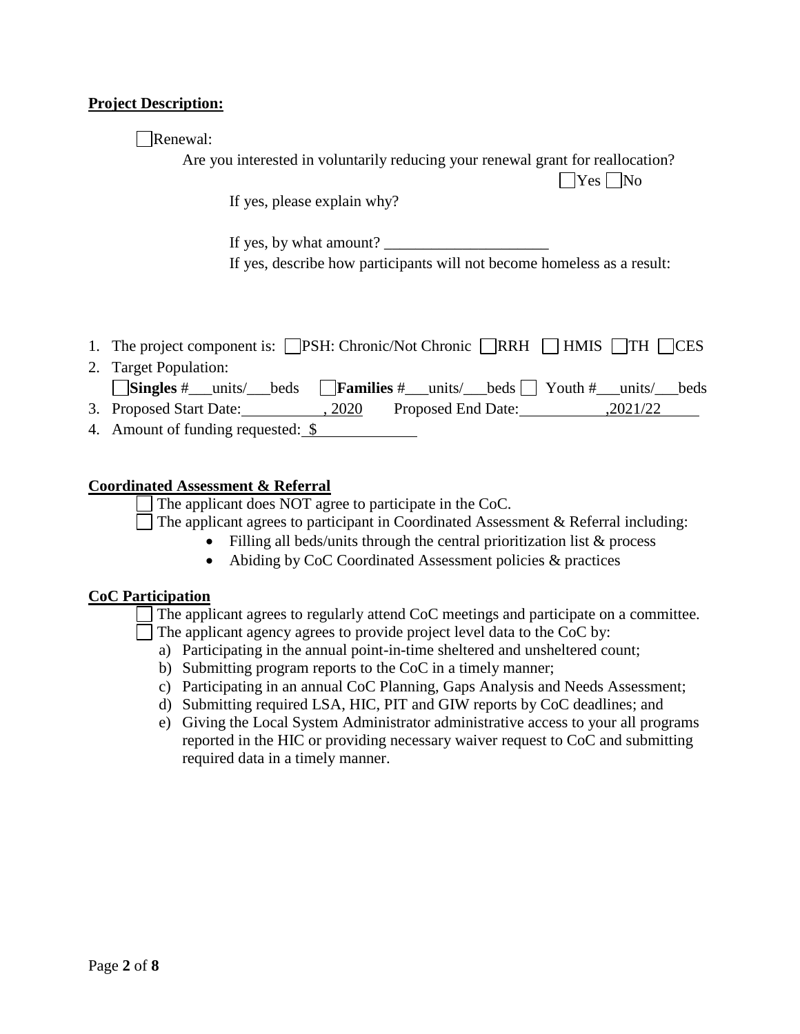**Project Description:**

☐ Renewal:

Are you interested in voluntarily reducing your renewal grant for reallocation? ☐ Yes ☐ No

If yes, please explain why?

If yes, by what amount? _____________________

If yes, describe how participants will not become homeless as a result:

1. The project component is: ☐ PSH: Chronic/Not Chronic ☐ RRH ☐ HMIS ☐ TH ☐ CES
2. Target Population:
   ☐ **Singles** #___units/___beds ☐ **Families** #___units/___beds ☐ Youth #___units/___beds
3. Proposed Start Date:__________, 2020 Proposed End Date:___________,2021/22_____
4. Amount of funding requested: $_____________

**Coordinated Assessment & Referral**

☐ The applicant does NOT agree to participate in the CoC.

☐ The applicant agrees to participant in Coordinated Assessment & Referral including:

- Filling all beds/units through the central prioritization list & process
- Abiding by CoC Coordinated Assessment policies & practices

**CoC Participation**

☐ The applicant agrees to regularly attend CoC meetings and participate on a committee.

☐ The applicant agency agrees to provide project level data to the CoC by:

a) Participating in the annual point-in-time sheltered and unsheltered count;
b) Submitting program reports to the CoC in a timely manner;
c) Participating in an annual CoC Planning, Gaps Analysis and Needs Assessment;
d) Submitting required LSA, HIC, PIT and GIW reports by CoC deadlines; and
e) Giving the Local System Administrator administrative access to your all programs reported in the HIC or providing necessary waiver request to CoC and submitting required data in a timely manner.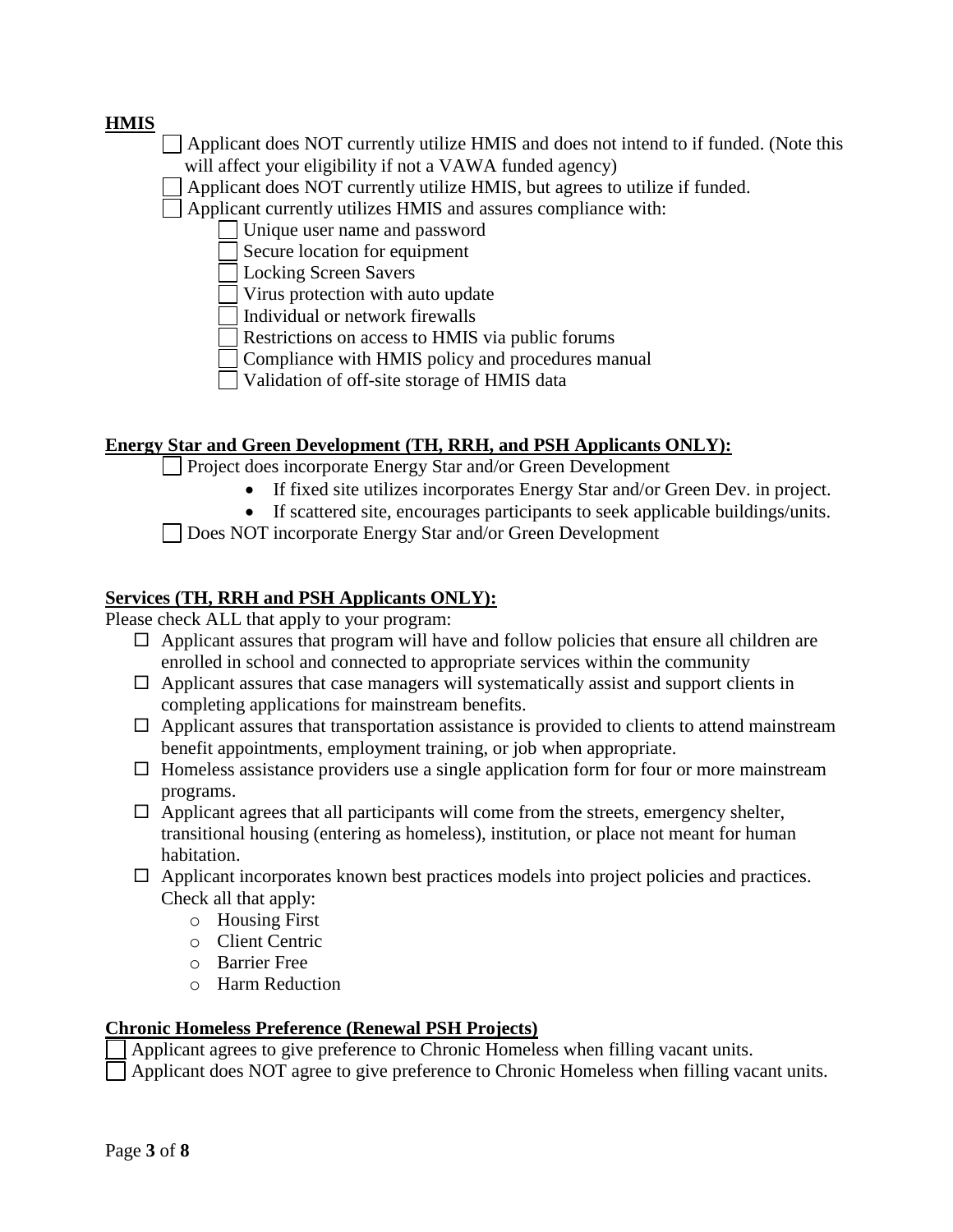**HMIS**

- ☐ Applicant does NOT currently utilize HMIS and does not intend to if funded. (Note this will affect your eligibility if not a VAWA funded agency)
- ☐ Applicant does NOT currently utilize HMIS, but agrees to utilize if funded.
- ☐ Applicant currently utilizes HMIS and assures compliance with:
  - ☐ Unique user name and password
  - ☐ Secure location for equipment
  - ☐ Locking Screen Savers
  - ☐ Virus protection with auto update
  - ☐ Individual or network firewalls
  - ☐ Restrictions on access to HMIS via public forums
  - ☐ Compliance with HMIS policy and procedures manual
  - ☐ Validation of off-site storage of HMIS data

**Energy Star and Green Development (TH, RRH, and PSH Applicants ONLY):**

- ☐ Project does incorporate Energy Star and/or Green Development
  - If fixed site utilizes incorporates Energy Star and/or Green Dev. in project.
  - If scattered site, encourages participants to seek applicable buildings/units.
- ☐ Does NOT incorporate Energy Star and/or Green Development

**Services (TH, RRH and PSH Applicants ONLY):**

Please check ALL that apply to your program:

- ☐ Applicant assures that program will have and follow policies that ensure all children are enrolled in school and connected to appropriate services within the community
- ☐ Applicant assures that case managers will systematically assist and support clients in completing applications for mainstream benefits.
- ☐ Applicant assures that transportation assistance is provided to clients to attend mainstream benefit appointments, employment training, or job when appropriate.
- ☐ Homeless assistance providers use a single application form for four or more mainstream programs.
- ☐ Applicant agrees that all participants will come from the streets, emergency shelter, transitional housing (entering as homeless), institution, or place not meant for human habitation.
- ☐ Applicant incorporates known best practices models into project policies and practices. Check all that apply:
  - Housing First
  - Client Centric
  - Barrier Free
  - Harm Reduction

**Chronic Homeless Preference (Renewal PSH Projects)**

- ☐ Applicant agrees to give preference to Chronic Homeless when filling vacant units.
- ☐ Applicant does NOT agree to give preference to Chronic Homeless when filling vacant units.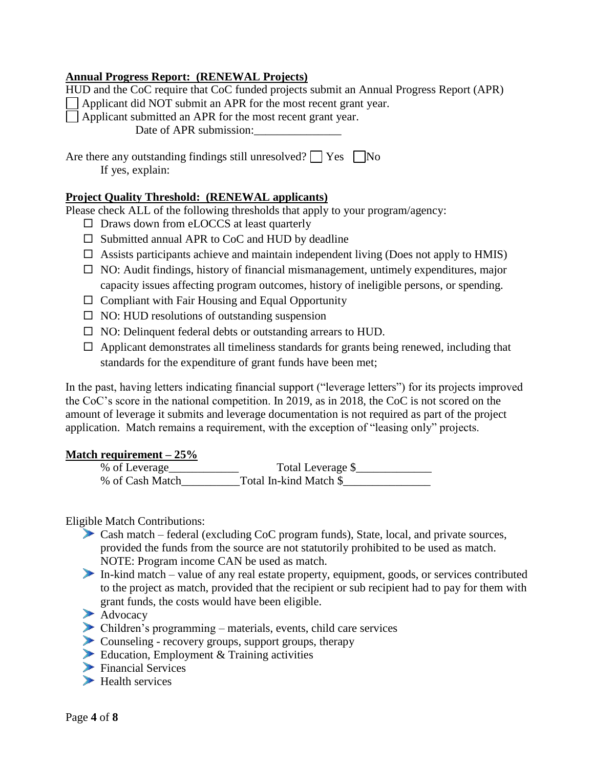**Annual Progress Report: (RENEWAL Projects)**

HUD and the CoC require that CoC funded projects submit an Annual Progress Report (APR)

☐ Applicant did NOT submit an APR for the most recent grant year.

☐ Applicant submitted an APR for the most recent grant year.

Date of APR submission:_______________

Are there any outstanding findings still unresolved? ☐ Yes ☐ No

If yes, explain:

**Project Quality Threshold: (RENEWAL applicants)**

Please check ALL of the following thresholds that apply to your program/agency:

- ☐ Draws down from eLOCCS at least quarterly
- ☐ Submitted annual APR to CoC and HUD by deadline
- ☐ Assists participants achieve and maintain independent living (Does not apply to HMIS)
- ☐ NO: Audit findings, history of financial mismanagement, untimely expenditures, major capacity issues affecting program outcomes, history of ineligible persons, or spending.
- ☐ Compliant with Fair Housing and Equal Opportunity
- ☐ NO: HUD resolutions of outstanding suspension
- ☐ NO: Delinquent federal debts or outstanding arrears to HUD.
- ☐ Applicant demonstrates all timeliness standards for grants being renewed, including that standards for the expenditure of grant funds have been met;

In the past, having letters indicating financial support ("leverage letters") for its projects improved the CoC's score in the national competition. In 2019, as in 2018, the CoC is not scored on the amount of leverage it submits and leverage documentation is not required as part of the project application. Match remains a requirement, with the exception of "leasing only" projects.

**Match requirement – 25%**

% of Leverage____________ Total Leverage $_____________

% of Cash Match__________ Total In-kind Match $_______________

Eligible Match Contributions:

- Cash match – federal (excluding CoC program funds), State, local, and private sources, provided the funds from the source are not statutorily prohibited to be used as match. NOTE: Program income CAN be used as match.
- In-kind match – value of any real estate property, equipment, goods, or services contributed to the project as match, provided that the recipient or sub recipient had to pay for them with grant funds, the costs would have been eligible.
- Advocacy
- Children's programming – materials, events, child care services
- Counseling - recovery groups, support groups, therapy
- Education, Employment & Training activities
- Financial Services
- Health services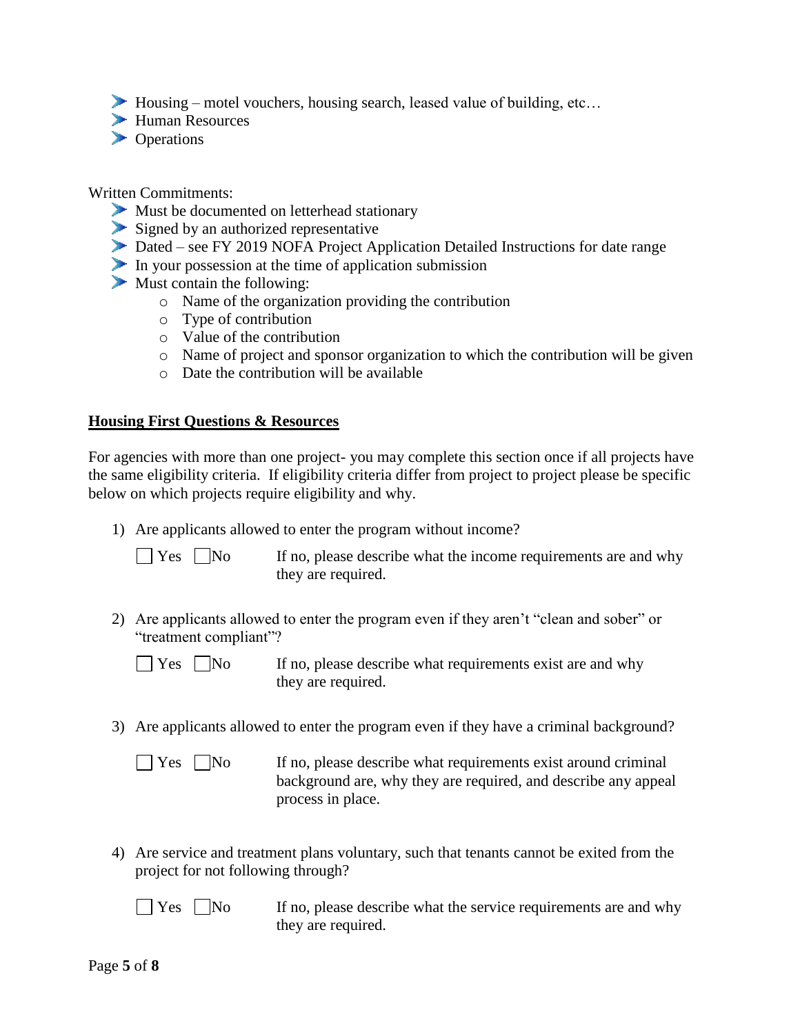- Housing – motel vouchers, housing search, leased value of building, etc…
- Human Resources
- Operations

Written Commitments:

- Must be documented on letterhead stationary
- Signed by an authorized representative
- Dated – see FY 2019 NOFA Project Application Detailed Instructions for date range
- In your possession at the time of application submission
- Must contain the following:
  - Name of the organization providing the contribution
  - Type of contribution
  - Value of the contribution
  - Name of project and sponsor organization to which the contribution will be given
  - Date the contribution will be available

## Housing First Questions & Resources

For agencies with more than one project- you may complete this section once if all projects have the same eligibility criteria. If eligibility criteria differ from project to project please be specific below on which projects require eligibility and why.

1) Are applicants allowed to enter the program without income?

   ☐ Yes ☐ No    If no, please describe what the income requirements are and why they are required.

2) Are applicants allowed to enter the program even if they aren't "clean and sober" or "treatment compliant"?

   ☐ Yes ☐ No    If no, please describe what requirements exist are and why they are required.

3) Are applicants allowed to enter the program even if they have a criminal background?

   ☐ Yes ☐ No    If no, please describe what requirements exist around criminal background are, why they are required, and describe any appeal process in place.

4) Are service and treatment plans voluntary, such that tenants cannot be exited from the project for not following through?

   ☐ Yes ☐ No    If no, please describe what the service requirements are and why they are required.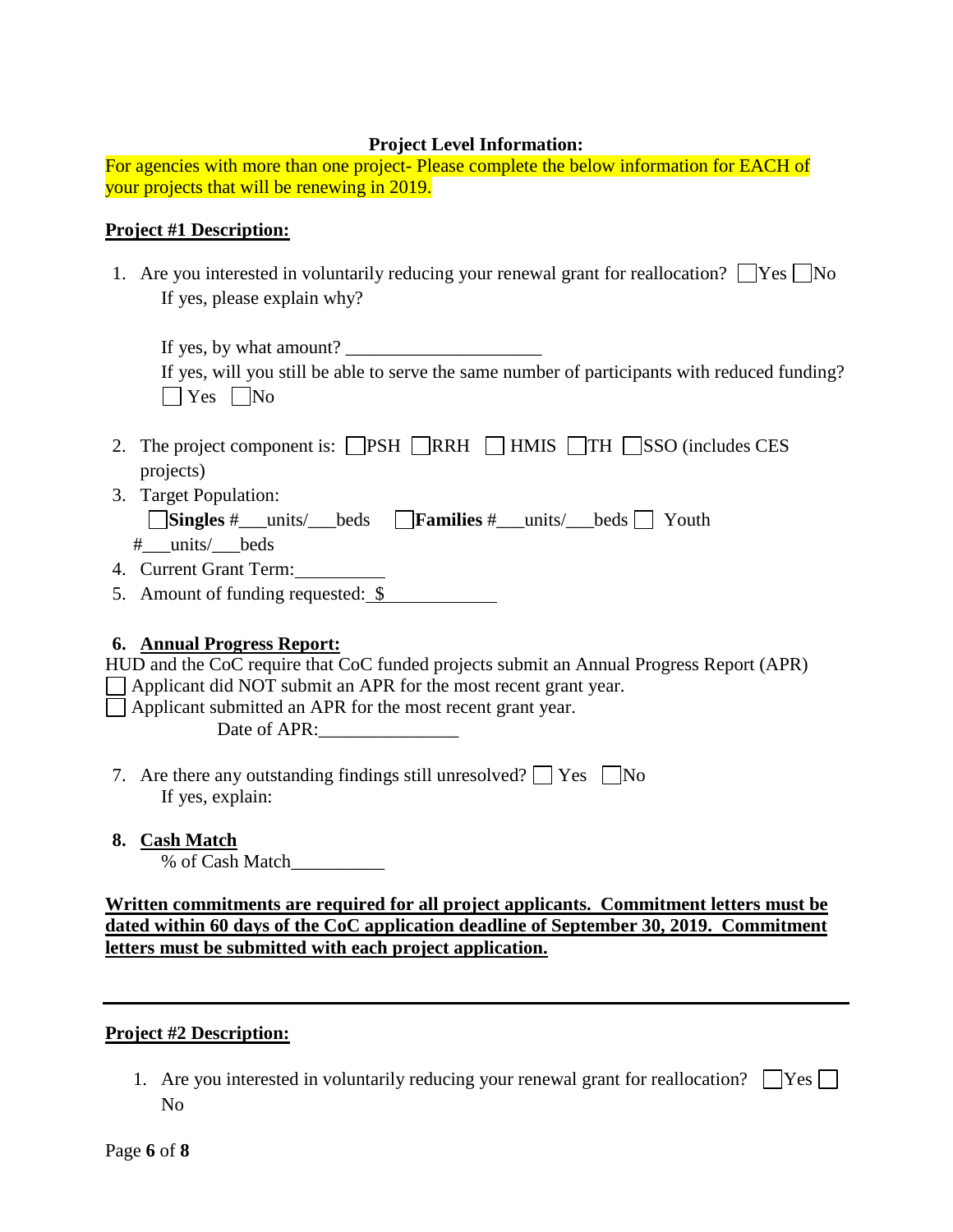**Project Level Information:**

For agencies with more than one project- Please complete the below information for EACH of your projects that will be renewing in 2019.

**Project #1 Description:**

1. Are you interested in voluntarily reducing your renewal grant for reallocation? ☐ Yes ☐ No
   If yes, please explain why?

   If yes, by what amount? _____________________
   If yes, will you still be able to serve the same number of participants with reduced funding?
   ☐ Yes ☐ No

2. The project component is: ☐ PSH ☐ RRH ☐ HMIS ☐ TH ☐ SSO (includes CES projects)
3. Target Population:
   ☐ **Singles** #___units/___beds ☐ **Families** #___units/___beds ☐ Youth #___units/___beds
4. Current Grant Term:__________
5. Amount of funding requested: $____________

**6. Annual Progress Report:**

HUD and the CoC require that CoC funded projects submit an Annual Progress Report (APR)

☐ Applicant did NOT submit an APR for the most recent grant year.
☐ Applicant submitted an APR for the most recent grant year.
Date of APR:_______________

7. Are there any outstanding findings still unresolved? ☐ Yes ☐ No
   If yes, explain:

**8. Cash Match**

% of Cash Match__________

**Written commitments are required for all project applicants. Commitment letters must be dated within 60 days of the CoC application deadline of September 30, 2019. Commitment letters must be submitted with each project application.**

---

**Project #2 Description:**

1. Are you interested in voluntarily reducing your renewal grant for reallocation? ☐ Yes ☐ No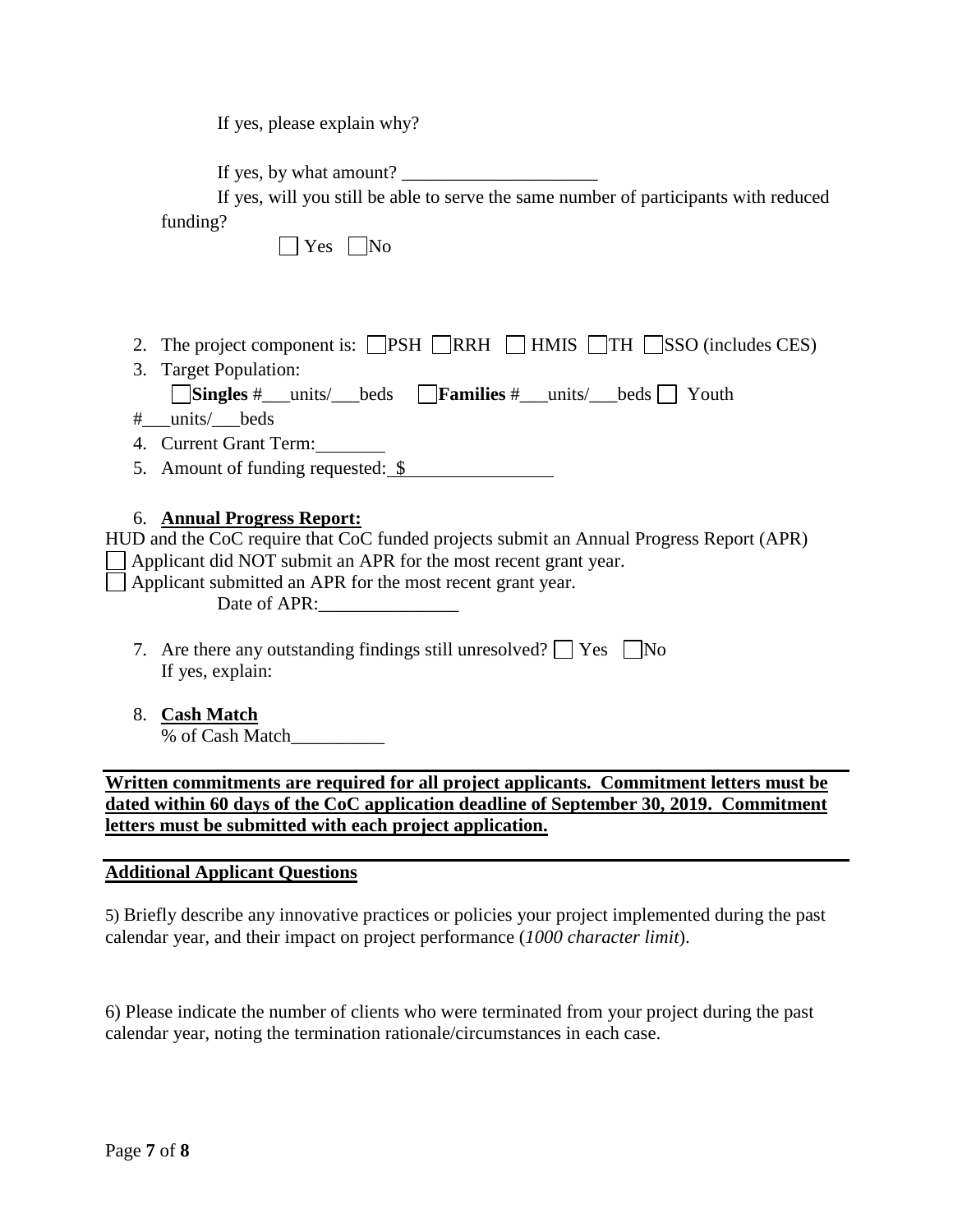If yes, please explain why?

If yes, by what amount? _____________________

If yes, will you still be able to serve the same number of participants with reduced funding?

☐ Yes ☐ No

2. The project component is: ☐ PSH ☐ RRH ☐ HMIS ☐ TH ☐ SSO (includes CES)
3. Target Population:

   ☐ **Singles** #___units/___beds ☐ **Families** #___units/___beds ☐ Youth #___units/___beds
4. Current Grant Term:________
5. Amount of funding requested: $________________

6. **Annual Progress Report:**

HUD and the CoC require that CoC funded projects submit an Annual Progress Report (APR)

☐ Applicant did NOT submit an APR for the most recent grant year.

☐ Applicant submitted an APR for the most recent grant year.

Date of APR:_______________

7. Are there any outstanding findings still unresolved? ☐ Yes ☐ No

   If yes, explain:

8. **Cash Match**

   % of Cash Match__________

---

**Written commitments are required for all project applicants. Commitment letters must be dated within 60 days of the CoC application deadline of September 30, 2019. Commitment letters must be submitted with each project application.**

---

**Additional Applicant Questions**

5) Briefly describe any innovative practices or policies your project implemented during the past calendar year, and their impact on project performance (*1000 character limit*).

6) Please indicate the number of clients who were terminated from your project during the past calendar year, noting the termination rationale/circumstances in each case.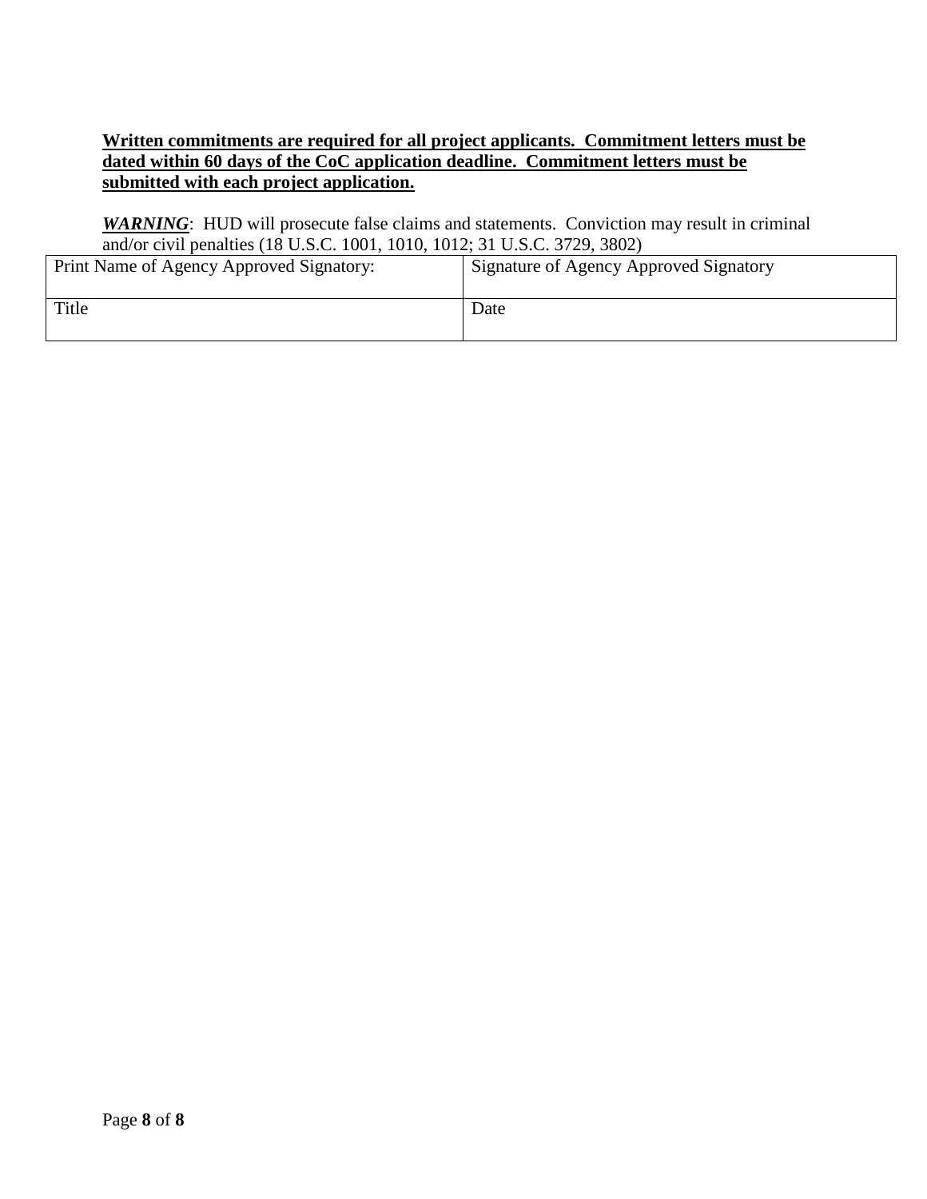**Written commitments are required for all project applicants. Commitment letters must be dated within 60 days of the CoC application deadline. Commitment letters must be submitted with each project application.**

***WARNING***: HUD will prosecute false claims and statements. Conviction may result in criminal and/or civil penalties (18 U.S.C. 1001, 1010, 1012; 31 U.S.C. 3729, 3802)

| | |
|---|---|
| Print Name of Agency Approved Signatory: | Signature of Agency Approved Signatory |
| Title | Date |